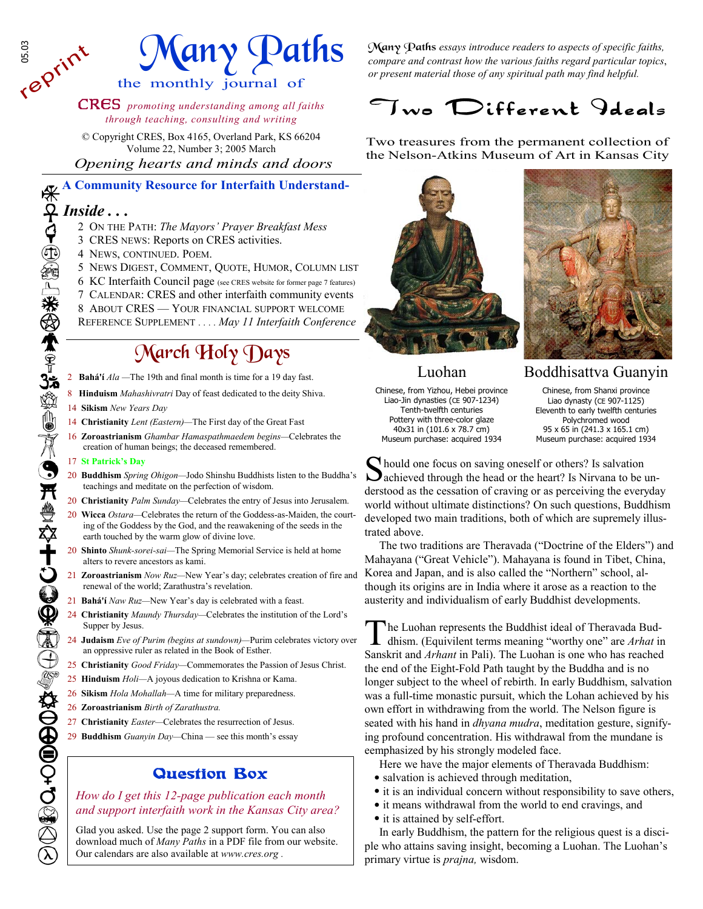05.03

reprint

# Many Paths

the monthly journal of

CRES *promoting understanding among all faiths through teaching, consulting and writing*

© Copyright CRES, Box 4165, Overland Park, KS 66204
Volume 22, Number 3; 2005 March

*Opening hearts and minds and doors*

**A Community Resource for Interfaith Understand-**

## *Inside . . .*

- 2 ON THE PATH: *The Mayors' Prayer Breakfast Mess*
- 3 CRES NEWS: Reports on CRES activities.
- 4 NEWS, CONTINUED. POEM.
- 5 NEWS DIGEST, COMMENT, QUOTE, HUMOR, COLUMN LIST
- 6 KC Interfaith Council page (see CRES website for former page 7 features)
- 7 CALENDAR: CRES and other interfaith community events
- 8 ABOUT CRES — YOUR FINANCIAL SUPPORT WELCOME

REFERENCE SUPPLEMENT . . . . *May 11 Interfaith Conference*

## March Holy Days

- 2 **Bahá'í** *Ala* —The 19th and final month is time for a 19 day fast.
- 8 **Hinduism** *Mahashivratri* Day of feast dedicated to the deity Shiva.
- 14 **Sikism** *New Years Day*
- 14 **Christianity** *Lent (Eastern)*—The First day of the Great Fast
- 16 **Zoroastrianism** *Ghambar Hamaspathmaedem begins*—Celebrates the creation of human beings; the deceased remembered.
- 17 **St Patrick's Day**
- 20 **Buddhism** *Spring Ohigon*—Jodo Shinshu Buddhists listen to the Buddha's teachings and meditate on the perfection of wisdom.
- 20 **Christianity** *Palm Sunday*—Celebrates the entry of Jesus into Jerusalem.
- 20 **Wicca** *Ostara*—Celebrates the return of the Goddess-as-Maiden, the courting of the Goddess by the God, and the reawakening of the seeds in the earth touched by the warm glow of divine love.
- 20 **Shinto** *Shunk-sorei-sai*—The Spring Memorial Service is held at home alters to revere ancestors as kami.
- 21 **Zoroastrianism** *Now Ruz*—New Year's day; celebrates creation of fire and renewal of the world; Zarathustra's revelation.
- 21 **Bahá'í** *Naw Ruz*—New Year's day is celebrated with a feast.
- 24 **Christianity** *Maundy Thursday*—Celebrates the institution of the Lord's Supper by Jesus.
- 24 **Judaism** *Eve of Purim (begins at sundown)*—Purim celebrates victory over an oppressive ruler as related in the Book of Esther.
- 25 **Christianity** *Good Friday*—Commemorates the Passion of Jesus Christ.
- 25 **Hinduism** *Holi*—A joyous dedication to Krishna or Kama.
- 26 **Sikism** *Hola Mohallah*—A time for military preparedness.
- 26 **Zoroastrianism** *Birth of Zarathustra.*
- 27 **Christianity** *Easter*—Celebrates the resurrection of Jesus.
- 29 **Buddhism** *Guanyin Day*—China — see this month's essay

### Question Box

*How do I get this 12-page publication each month and support interfaith work in the Kansas City area?*

Glad you asked. Use the page 2 support form. You can also download much of *Many Paths* in a PDF file from our website. Our calendars are also available at *www.cres.org* .

*Many Paths essays introduce readers to aspects of specific faiths, compare and contrast how the various faiths regard particular topics, or present material those of any spiritual path may find helpful.*

# Two Different Ideals

Two treasures from the permanent collection of the Nelson-Atkins Museum of Art in Kansas City

**Luohan**

Chinese, from Yizhou, Hebei province
Liao-Jin dynasties (CE 907-1234)
Tenth-twelfth centuries
Pottery with three-color glaze
40x31 in (101.6 x 78.7 cm)
Museum purchase: acquired 1934

**Boddhisattva Guanyin**

Chinese, from Shanxi province
Liao dynasty (CE 907-1125)
Eleventh to early twelfth centuries
Polychromed wood
95 x 65 in (241.3 x 165.1 cm)
Museum purchase: acquired 1934

Should one focus on saving oneself or others? Is salvation achieved through the head or the heart? Is Nirvana to be understood as the cessation of craving or as perceiving the everyday world without ultimate distinctions? On such questions, Buddhism developed two main traditions, both of which are supremely illustrated above.

The two traditions are Theravada ("Doctrine of the Elders") and Mahayana ("Great Vehicle"). Mahayana is found in Tibet, China, Korea and Japan, and is also called the "Northern" school, although its origins are in India where it arose as a reaction to the austerity and individualism of early Buddhist developments.

The Luohan represents the Buddhist ideal of Theravada Buddhism. (Equivilent terms meaning "worthy one" are *Arhat* in Sanskrit and *Arhant* in Pali). The Luohan is one who has reached the end of the Eight-Fold Path taught by the Buddha and is no longer subject to the wheel of rebirth. In early Buddhism, salvation was a full-time monastic pursuit, which the Lohan achieved by his own effort in withdrawing from the world. The Nelson figure is seated with his hand in *dhyana mudra*, meditation gesture, signifying profound concentration. His withdrawal from the mundane is eemphasized by his strongly modeled face.

Here we have the major elements of Theravada Buddhism:

- salvation is achieved through meditation,
- it is an individual concern without responsibility to save others,
- it means withdrawal from the world to end cravings, and
- it is attained by self-effort.

In early Buddhism, the pattern for the religious quest is a disciple who attains saving insight, becoming a Luohan. The Luohan's primary virtue is *prajna,* wisdom.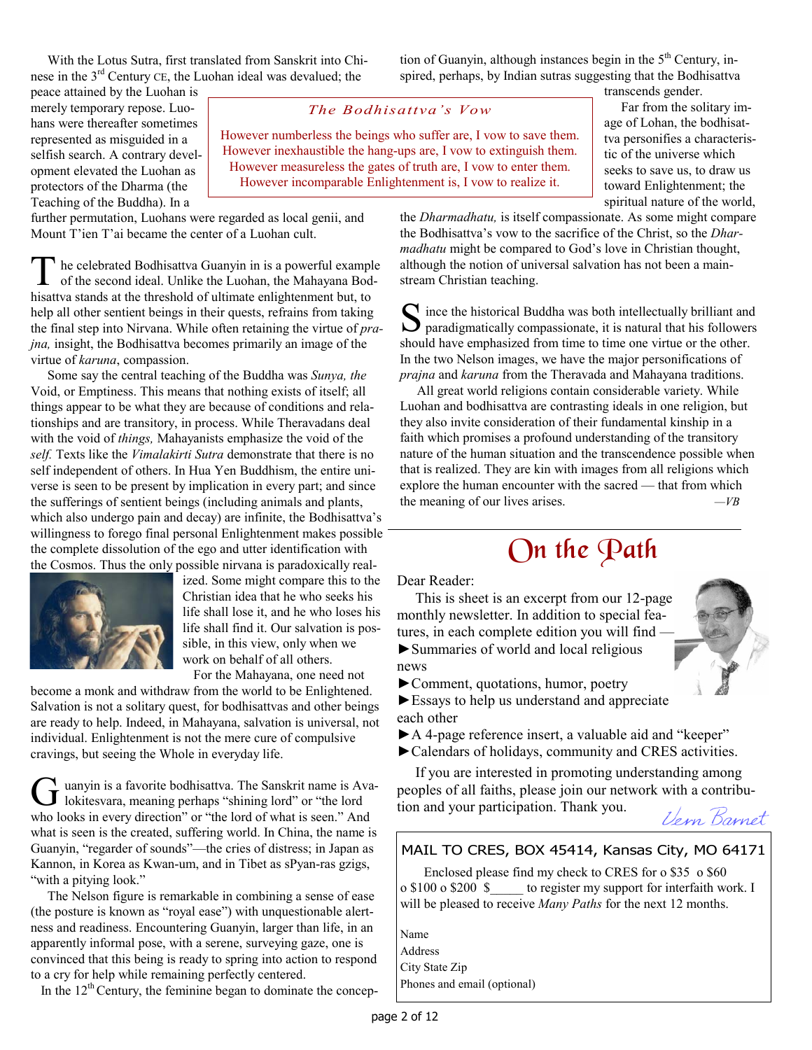With the Lotus Sutra, first translated from Sanskrit into Chinese in the 3rd Century CE, the Luohan ideal was devalued; the peace attained by the Luohan is merely temporary repose. Luohans were thereafter sometimes represented as misguided in a selfish search. A contrary development elevated the Luohan as protectors of the Dharma (the Teaching of the Buddha). In a further permutation, Luohans were regarded as local genii, and Mount T'ien T'ai became the center of a Luohan cult.

> *The Bodhisattva's Vow*
>
> However numberless the beings who suffer are, I vow to save them.
> However inexhaustible the hang-ups are, I vow to extinguish them.
> However measureless the gates of truth are, I vow to enter them.
> However incomparable Enlightenment is, I vow to realize it.

The celebrated Bodhisattva Guanyin in is a powerful example of the second ideal. Unlike the Luohan, the Mahayana Bodhisattva stands at the threshold of ultimate enlightenment but, to help all other sentient beings in their quests, refrains from taking the final step into Nirvana. While often retaining the virtue of *prajna,* insight, the Bodhisattva becomes primarily an image of the virtue of *karuna*, compassion.

Some say the central teaching of the Buddha was *Sunya, the* Void, or Emptiness. This means that nothing exists of itself; all things appear to be what they are because of conditions and relationships and are transitory, in process. While Theravadans deal with the void of *things,* Mahayanists emphasize the void of the *self.* Texts like the *Vimalakirti Sutra* demonstrate that there is no self independent of others. In Hua Yen Buddhism, the entire universe is seen to be present by implication in every part; and since the sufferings of sentient beings (including animals and plants, which also undergo pain and decay) are infinite, the Bodhisattva's willingness to forego final personal Enlightenment makes possible the complete dissolution of the ego and utter identification with the Cosmos. Thus the only possible nirvana is paradoxically realized. Some might compare this to the Christian idea that he who seeks his life shall lose it, and he who loses his life shall find it. Our salvation is possible, in this view, only when we work on behalf of all others.

For the Mahayana, one need not become a monk and withdraw from the world to be Enlightened. Salvation is not a solitary quest, for bodhisattvas and other beings are ready to help. Indeed, in Mahayana, salvation is universal, not individual. Enlightenment is not the mere cure of compulsive cravings, but seeing the Whole in everyday life.

Guanyin is a favorite bodhisattva. The Sanskrit name is Avalokitesvara, meaning perhaps "shining lord" or "the lord who looks in every direction" or "the lord of what is seen." And what is seen is the created, suffering world. In China, the name is Guanyin, "regarder of sounds"—the cries of distress; in Japan as Kannon, in Korea as Kwan-um, and in Tibet as sPyan-ras gzigs, "with a pitying look."

The Nelson figure is remarkable in combining a sense of ease (the posture is known as "royal ease") with unquestionable alertness and readiness. Encountering Guanyin, larger than life, in an apparently informal pose, with a serene, surveying gaze, one is convinced that this being is ready to spring into action to respond to a cry for help while remaining perfectly centered.

In the 12th Century, the feminine began to dominate the conception of Guanyin, although instances begin in the 5th Century, inspired, perhaps, by Indian sutras suggesting that the Bodhisattva transcends gender.

Far from the solitary image of Lohan, the bodhisattva personifies a characteristic of the universe which seeks to save us, to draw us toward Enlightenment; the spiritual nature of the world, the *Dharmadhatu,* is itself compassionate. As some might compare the Bodhisattva's vow to the sacrifice of the Christ, so the *Dharmadhatu* might be compared to God's love in Christian thought, although the notion of universal salvation has not been a mainstream Christian teaching.

Since the historical Buddha was both intellectually brilliant and paradigmatically compassionate, it is natural that his followers should have emphasized from time to time one virtue or the other. In the two Nelson images, we have the major personifications of *prajna* and *karuna* from the Theravada and Mahayana traditions.

All great world religions contain considerable variety. While Luohan and bodhisattva are contrasting ideals in one religion, but they also invite consideration of their fundamental kinship in a faith which promises a profound understanding of the transitory nature of the human situation and the transcendence possible when that is realized. They are kin with images from all religions which explore the human encounter with the sacred — that from which the meaning of our lives arises. *—VB*

# On the Path

Dear Reader:

This is sheet is an excerpt from our 12-page monthly newsletter. In addition to special features, in each complete edition you will find —

- ►Summaries of world and local religious news
- ►Comment, quotations, humor, poetry
- ►Essays to help us understand and appreciate each other
- ►A 4-page reference insert, a valuable aid and "keeper"
- ►Calendars of holidays, community and CRES activities.

If you are interested in promoting understanding among peoples of all faiths, please join our network with a contribution and your participation. Thank you.

*Vern Barnet*

MAIL TO CRES, BOX 45414, Kansas City, MO 64171

Enclosed please find my check to CRES for o $35 o $60 o $100 o $200 $_____ to register my support for interfaith work. I will be pleased to receive *Many Paths* for the next 12 months.

Name
Address
City State Zip
Phones and email (optional)